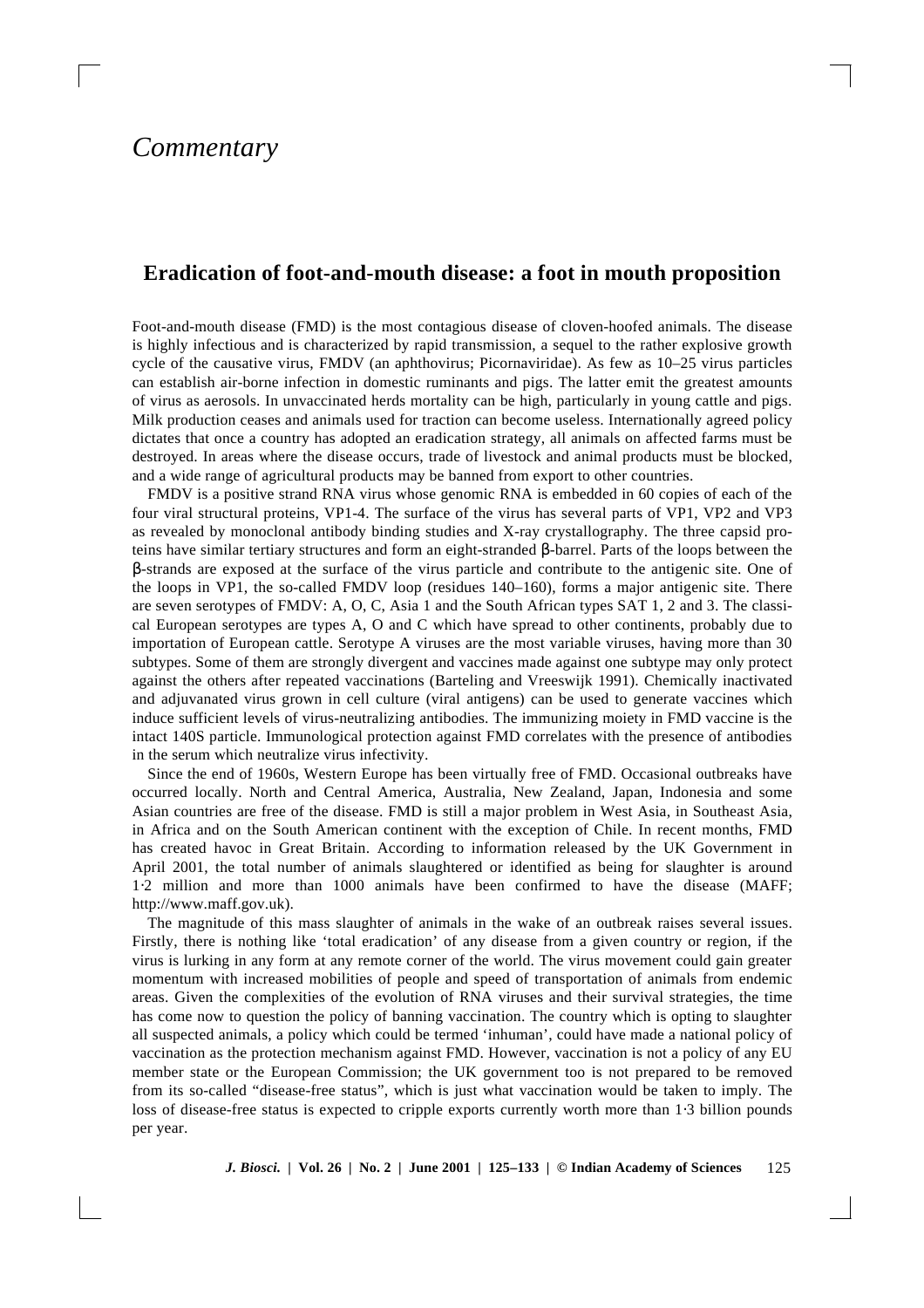# *Commentary*

## Eradication of foot-and-mouth disease: a foot in mouth proposition

Foot-and-mouth disease (FMD) is the most contagious disease of cloven-hoofed animals. The disease is highly infectious and is characterized by rapid transmission, a sequel to the rather explosive growth cycle of the causative virus, FMDV (an aphthovirus; Picornaviridae). As few as 10–25 virus particles can establish air-borne infection in domestic ruminants and pigs. The latter emit the greatest amounts of virus as aerosols. In unvaccinated herds mortality can be high, particularly in young cattle and pigs. Milk production ceases and animals used for traction can become useless. Internationally agreed policy dictates that once a country has adopted an eradication strategy, all animals on affected farms must be destroyed. In areas where the disease occurs, trade of livestock and animal products must be blocked, and a wide range of agricultural products may be banned from export to other countries.

FMDV is a positive strand RNA virus whose genomic RNA is embedded in 60 copies of each of the four viral structural proteins, VP1-4. The surface of the virus has several parts of VP1, VP2 and VP3 as revealed by monoclonal antibody binding studies and X-ray crystallography. The three capsid proteins have similar tertiary structures and form an eight-stranded β-barrel. Parts of the loops between the β-strands are exposed at the surface of the virus particle and contribute to the antigenic site. One of the loops in VP1, the so-called FMDV loop (residues 140–160), forms a major antigenic site. There are seven serotypes of FMDV: A, O, C, Asia 1 and the South African types SAT 1, 2 and 3. The classical European serotypes are types A, O and C which have spread to other continents, probably due to importation of European cattle. Serotype A viruses are the most variable viruses, having more than 30 subtypes. Some of them are strongly divergent and vaccines made against one subtype may only protect against the others after repeated vaccinations (Barteling and Vreeswijk 1991). Chemically inactivated and adjuvanated virus grown in cell culture (viral antigens) can be used to generate vaccines which induce sufficient levels of virus-neutralizing antibodies. The immunizing moiety in FMD vaccine is the intact 140S particle. Immunological protection against FMD correlates with the presence of antibodies in the serum which neutralize virus infectivity.

Since the end of 1960s, Western Europe has been virtually free of FMD. Occasional outbreaks have occurred locally. North and Central America, Australia, New Zealand, Japan, Indonesia and some Asian countries are free of the disease. FMD is still a major problem in West Asia, in Southeast Asia, in Africa and on the South American continent with the exception of Chile. In recent months, FMD has created havoc in Great Britain. According to information released by the UK Government in April 2001, the total number of animals slaughtered or identified as being for slaughter is around 1·2 million and more than 1000 animals have been confirmed to have the disease (MAFF; http://www.maff.gov.uk).

The magnitude of this mass slaughter of animals in the wake of an outbreak raises several issues. Firstly, there is nothing like 'total eradication' of any disease from a given country or region, if the virus is lurking in any form at any remote corner of the world. The virus movement could gain greater momentum with increased mobilities of people and speed of transportation of animals from endemic areas. Given the complexities of the evolution of RNA viruses and their survival strategies, the time has come now to question the policy of banning vaccination. The country which is opting to slaughter all suspected animals, a policy which could be termed 'inhuman', could have made a national policy of vaccination as the protection mechanism against FMD. However, vaccination is not a policy of any EU member state or the European Commission; the UK government too is not prepared to be removed from its so-called "disease-free status", which is just what vaccination would be taken to imply. The loss of disease-free status is expected to cripple exports currently worth more than 1·3 billion pounds per year.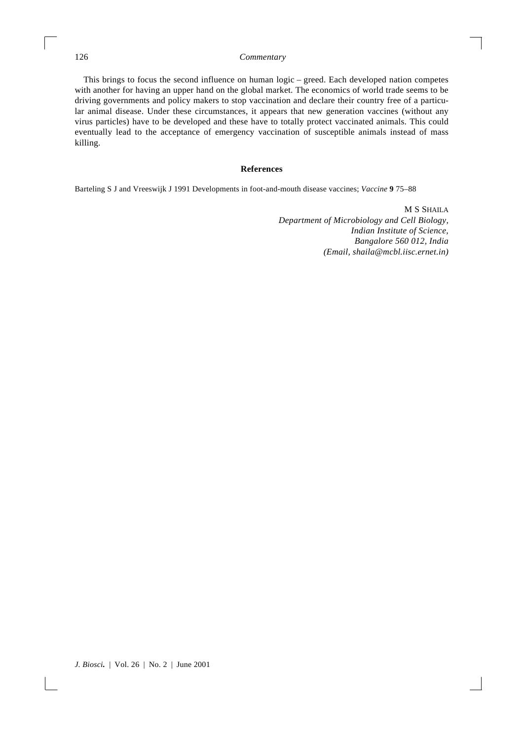This brings to focus the second influence on human logic – greed. Each developed nation competes with another for having an upper hand on the global market. The economics of world trade seems to be driving governments and policy makers to stop vaccination and declare their country free of a particular animal disease. Under these circumstances, it appears that new generation vaccines (without any virus particles) have to be developed and these have to totally protect vaccinated animals. This could eventually lead to the acceptance of emergency vaccination of susceptible animals instead of mass killing.

## References

Barteling S J and Vreeswijk J 1991 Developments in foot-and-mouth disease vaccines; *Vaccine* **9** 75–88

M S SHAILA
*Department of Microbiology and Cell Biology,*
*Indian Institute of Science,*
*Bangalore 560 012, India*
*(Email, shaila@mcbl.iisc.ernet.in)*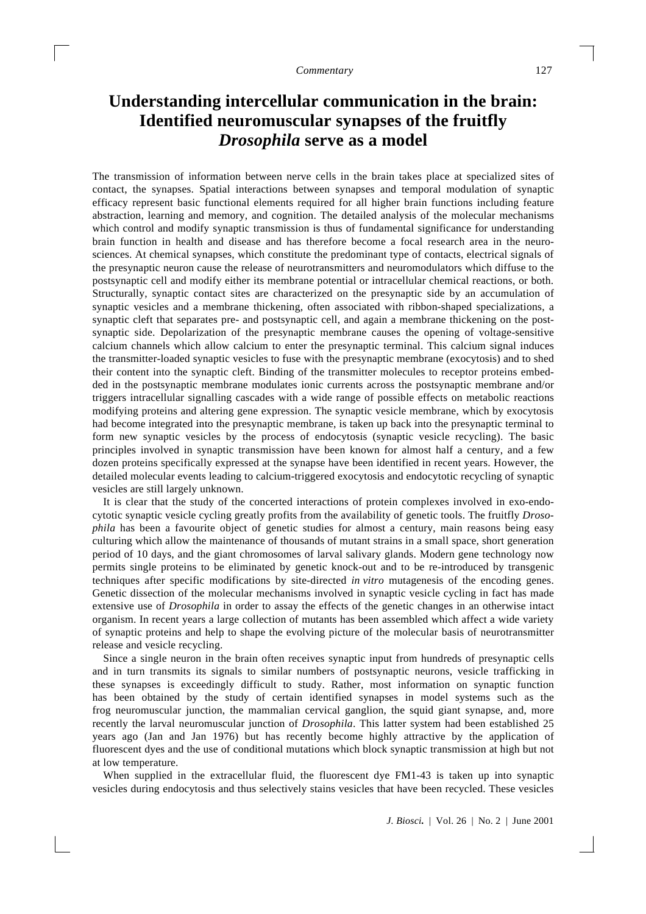*Commentary*

# Understanding intercellular communication in the brain: Identified neuromuscular synapses of the fruitfly *Drosophila* serve as a model

The transmission of information between nerve cells in the brain takes place at specialized sites of contact, the synapses. Spatial interactions between synapses and temporal modulation of synaptic efficacy represent basic functional elements required for all higher brain functions including feature abstraction, learning and memory, and cognition. The detailed analysis of the molecular mechanisms which control and modify synaptic transmission is thus of fundamental significance for understanding brain function in health and disease and has therefore become a focal research area in the neurosciences. At chemical synapses, which constitute the predominant type of contacts, electrical signals of the presynaptic neuron cause the release of neurotransmitters and neuromodulators which diffuse to the postsynaptic cell and modify either its membrane potential or intracellular chemical reactions, or both. Structurally, synaptic contact sites are characterized on the presynaptic side by an accumulation of synaptic vesicles and a membrane thickening, often associated with ribbon-shaped specializations, a synaptic cleft that separates pre- and postsynaptic cell, and again a membrane thickening on the postsynaptic side. Depolarization of the presynaptic membrane causes the opening of voltage-sensitive calcium channels which allow calcium to enter the presynaptic terminal. This calcium signal induces the transmitter-loaded synaptic vesicles to fuse with the presynaptic membrane (exocytosis) and to shed their content into the synaptic cleft. Binding of the transmitter molecules to receptor proteins embedded in the postsynaptic membrane modulates ionic currents across the postsynaptic membrane and/or triggers intracellular signalling cascades with a wide range of possible effects on metabolic reactions modifying proteins and altering gene expression. The synaptic vesicle membrane, which by exocytosis had become integrated into the presynaptic membrane, is taken up back into the presynaptic terminal to form new synaptic vesicles by the process of endocytosis (synaptic vesicle recycling). The basic principles involved in synaptic transmission have been known for almost half a century, and a few dozen proteins specifically expressed at the synapse have been identified in recent years. However, the detailed molecular events leading to calcium-triggered exocytosis and endocytotic recycling of synaptic vesicles are still largely unknown.

It is clear that the study of the concerted interactions of protein complexes involved in exo-endocytotic synaptic vesicle cycling greatly profits from the availability of genetic tools. The fruitfly *Drosophila* has been a favourite object of genetic studies for almost a century, main reasons being easy culturing which allow the maintenance of thousands of mutant strains in a small space, short generation period of 10 days, and the giant chromosomes of larval salivary glands. Modern gene technology now permits single proteins to be eliminated by genetic knock-out and to be re-introduced by transgenic techniques after specific modifications by site-directed *in vitro* mutagenesis of the encoding genes. Genetic dissection of the molecular mechanisms involved in synaptic vesicle cycling in fact has made extensive use of *Drosophila* in order to assay the effects of the genetic changes in an otherwise intact organism. In recent years a large collection of mutants has been assembled which affect a wide variety of synaptic proteins and help to shape the evolving picture of the molecular basis of neurotransmitter release and vesicle recycling.

Since a single neuron in the brain often receives synaptic input from hundreds of presynaptic cells and in turn transmits its signals to similar numbers of postsynaptic neurons, vesicle trafficking in these synapses is exceedingly difficult to study. Rather, most information on synaptic function has been obtained by the study of certain identified synapses in model systems such as the frog neuromuscular junction, the mammalian cervical ganglion, the squid giant synapse, and, more recently the larval neuromuscular junction of *Drosophila*. This latter system had been established 25 years ago (Jan and Jan 1976) but has recently become highly attractive by the application of fluorescent dyes and the use of conditional mutations which block synaptic transmission at high but not at low temperature.

When supplied in the extracellular fluid, the fluorescent dye FM1-43 is taken up into synaptic vesicles during endocytosis and thus selectively stains vesicles that have been recycled. These vesicles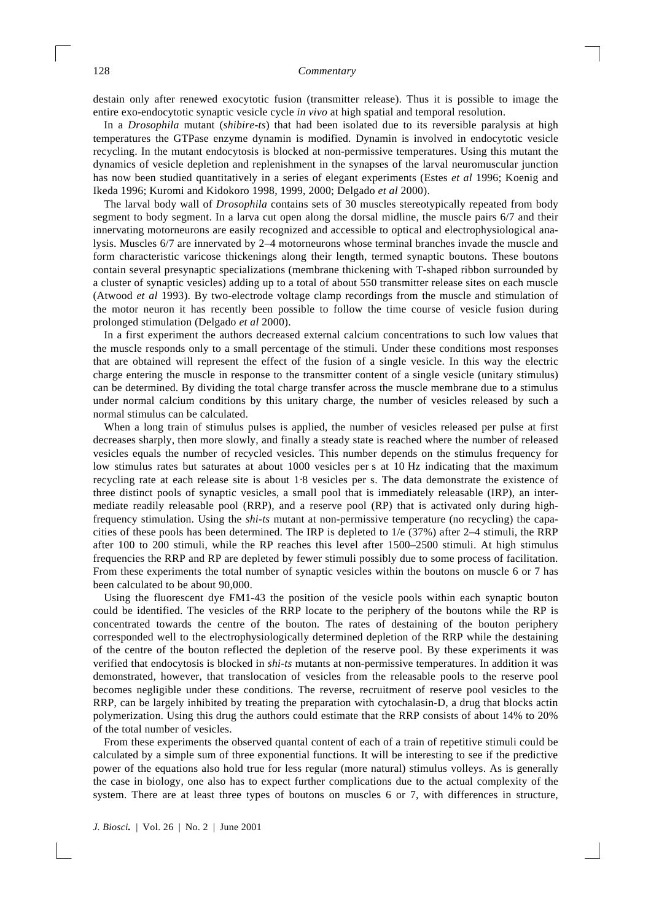destain only after renewed exocytotic fusion (transmitter release). Thus it is possible to image the entire exo-endocytotic synaptic vesicle cycle *in vivo* at high spatial and temporal resolution.

In a *Drosophila* mutant (*shibire-ts*) that had been isolated due to its reversible paralysis at high temperatures the GTPase enzyme dynamin is modified. Dynamin is involved in endocytotic vesicle recycling. In the mutant endocytosis is blocked at non-permissive temperatures. Using this mutant the dynamics of vesicle depletion and replenishment in the synapses of the larval neuromuscular junction has now been studied quantitatively in a series of elegant experiments (Estes *et al* 1996; Koenig and Ikeda 1996; Kuromi and Kidokoro 1998, 1999, 2000; Delgado *et al* 2000).

The larval body wall of *Drosophila* contains sets of 30 muscles stereotypically repeated from body segment to body segment. In a larva cut open along the dorsal midline, the muscle pairs 6/7 and their innervating motorneurons are easily recognized and accessible to optical and electrophysiological analysis. Muscles 6/7 are innervated by 2–4 motorneurons whose terminal branches invade the muscle and form characteristic varicose thickenings along their length, termed synaptic boutons. These boutons contain several presynaptic specializations (membrane thickening with T-shaped ribbon surrounded by a cluster of synaptic vesicles) adding up to a total of about 550 transmitter release sites on each muscle (Atwood *et al* 1993). By two-electrode voltage clamp recordings from the muscle and stimulation of the motor neuron it has recently been possible to follow the time course of vesicle fusion during prolonged stimulation (Delgado *et al* 2000).

In a first experiment the authors decreased external calcium concentrations to such low values that the muscle responds only to a small percentage of the stimuli. Under these conditions most responses that are obtained will represent the effect of the fusion of a single vesicle. In this way the electric charge entering the muscle in response to the transmitter content of a single vesicle (unitary stimulus) can be determined. By dividing the total charge transfer across the muscle membrane due to a stimulus under normal calcium conditions by this unitary charge, the number of vesicles released by such a normal stimulus can be calculated.

When a long train of stimulus pulses is applied, the number of vesicles released per pulse at first decreases sharply, then more slowly, and finally a steady state is reached where the number of released vesicles equals the number of recycled vesicles. This number depends on the stimulus frequency for low stimulus rates but saturates at about 1000 vesicles per s at 10 Hz indicating that the maximum recycling rate at each release site is about 1·8 vesicles per s. The data demonstrate the existence of three distinct pools of synaptic vesicles, a small pool that is immediately releasable (IRP), an intermediate readily releasable pool (RRP), and a reserve pool (RP) that is activated only during high-frequency stimulation. Using the *shi-ts* mutant at non-permissive temperature (no recycling) the capacities of these pools has been determined. The IRP is depleted to 1/e (37%) after 2–4 stimuli, the RRP after 100 to 200 stimuli, while the RP reaches this level after 1500–2500 stimuli. At high stimulus frequencies the RRP and RP are depleted by fewer stimuli possibly due to some process of facilitation. From these experiments the total number of synaptic vesicles within the boutons on muscle 6 or 7 has been calculated to be about 90,000.

Using the fluorescent dye FM1-43 the position of the vesicle pools within each synaptic bouton could be identified. The vesicles of the RRP locate to the periphery of the boutons while the RP is concentrated towards the centre of the bouton. The rates of destaining of the bouton periphery corresponded well to the electrophysiologically determined depletion of the RRP while the destaining of the centre of the bouton reflected the depletion of the reserve pool. By these experiments it was verified that endocytosis is blocked in *shi-ts* mutants at non-permissive temperatures. In addition it was demonstrated, however, that translocation of vesicles from the releasable pools to the reserve pool becomes negligible under these conditions. The reverse, recruitment of reserve pool vesicles to the RRP, can be largely inhibited by treating the preparation with cytochalasin-D, a drug that blocks actin polymerization. Using this drug the authors could estimate that the RRP consists of about 14% to 20% of the total number of vesicles.

From these experiments the observed quantal content of each of a train of repetitive stimuli could be calculated by a simple sum of three exponential functions. It will be interesting to see if the predictive power of the equations also hold true for less regular (more natural) stimulus volleys. As is generally the case in biology, one also has to expect further complications due to the actual complexity of the system. There are at least three types of boutons on muscles 6 or 7, with differences in structure,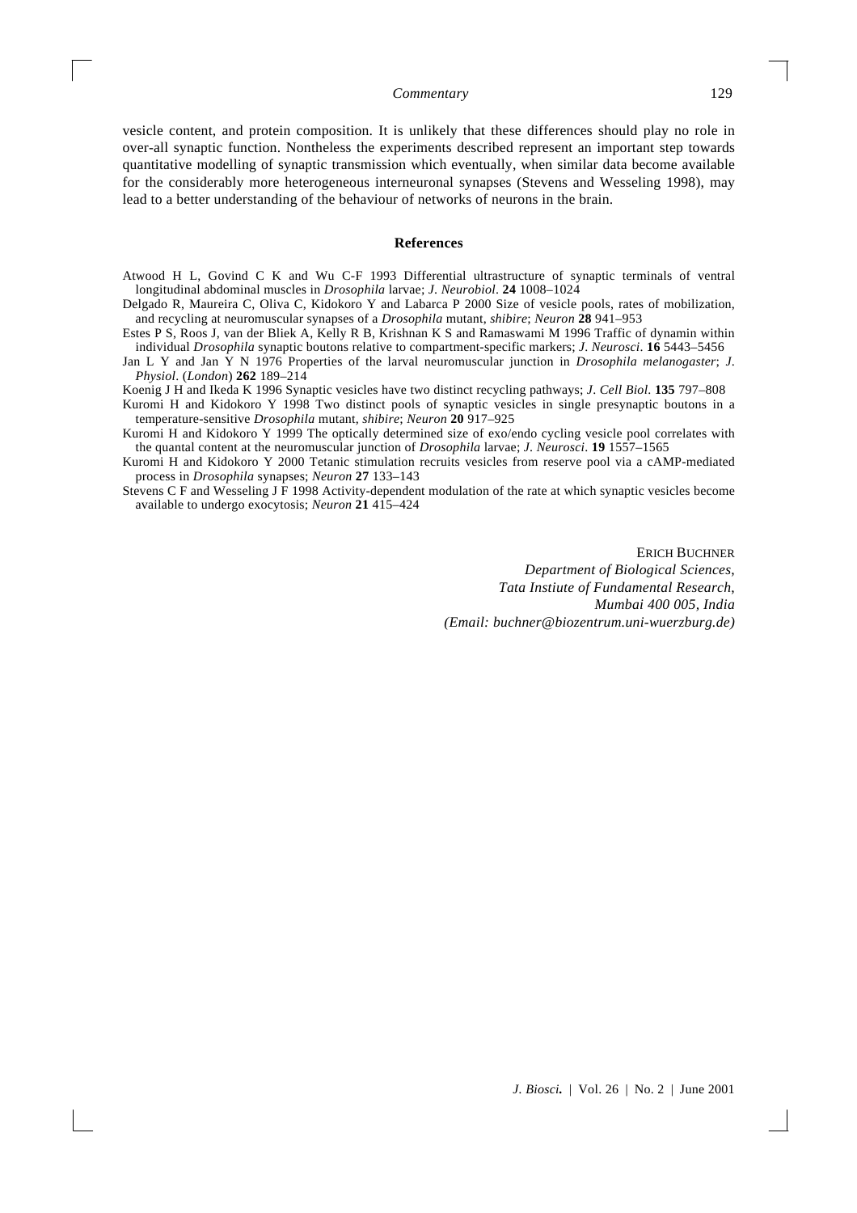vesicle content, and protein composition. It is unlikely that these differences should play no role in over-all synaptic function. Nontheless the experiments described represent an important step towards quantitative modelling of synaptic transmission which eventually, when similar data become available for the considerably more heterogeneous interneuronal synapses (Stevens and Wesseling 1998), may lead to a better understanding of the behaviour of networks of neurons in the brain.

## References

Atwood H L, Govind C K and Wu C-F 1993 Differential ultrastructure of synaptic terminals of ventral longitudinal abdominal muscles in *Drosophila* larvae; *J. Neurobiol.* **24** 1008–1024

Delgado R, Maureira C, Oliva C, Kidokoro Y and Labarca P 2000 Size of vesicle pools, rates of mobilization, and recycling at neuromuscular synapses of a *Drosophila* mutant, *shibire*; *Neuron* **28** 941–953

Estes P S, Roos J, van der Bliek A, Kelly R B, Krishnan K S and Ramaswami M 1996 Traffic of dynamin within individual *Drosophila* synaptic boutons relative to compartment-specific markers; *J. Neurosci.* **16** 5443–5456

Jan L Y and Jan Y N 1976 Properties of the larval neuromuscular junction in *Drosophila melanogaster*; *J. Physiol.* (*London*) **262** 189–214

Koenig J H and Ikeda K 1996 Synaptic vesicles have two distinct recycling pathways; *J. Cell Biol.* **135** 797–808

Kuromi H and Kidokoro Y 1998 Two distinct pools of synaptic vesicles in single presynaptic boutons in a temperature-sensitive *Drosophila* mutant, *shibire*; *Neuron* **20** 917–925

Kuromi H and Kidokoro Y 1999 The optically determined size of exo/endo cycling vesicle pool correlates with the quantal content at the neuromuscular junction of *Drosophila* larvae; *J. Neurosci.* **19** 1557–1565

Kuromi H and Kidokoro Y 2000 Tetanic stimulation recruits vesicles from reserve pool via a cAMP-mediated process in *Drosophila* synapses; *Neuron* **27** 133–143

Stevens C F and Wesseling J F 1998 Activity-dependent modulation of the rate at which synaptic vesicles become available to undergo exocytosis; *Neuron* **21** 415–424

ERICH BUCHNER
*Department of Biological Sciences,*
*Tata Instiute of Fundamental Research,*
*Mumbai 400 005, India*
*(Email: buchner@biozentrum.uni-wuerzburg.de)*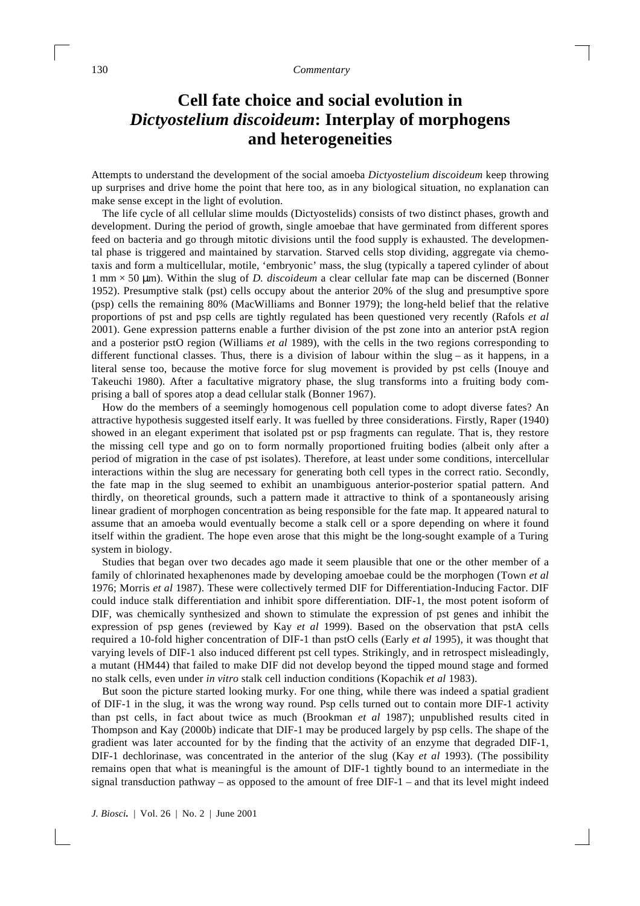# Cell fate choice and social evolution in *Dictyostelium discoideum*: Interplay of morphogens and heterogeneities

Attempts to understand the development of the social amoeba *Dictyostelium discoideum* keep throwing up surprises and drive home the point that here too, as in any biological situation, no explanation can make sense except in the light of evolution.

The life cycle of all cellular slime moulds (Dictyostelids) consists of two distinct phases, growth and development. During the period of growth, single amoebae that have germinated from different spores feed on bacteria and go through mitotic divisions until the food supply is exhausted. The developmental phase is triggered and maintained by starvation. Starved cells stop dividing, aggregate via chemotaxis and form a multicellular, motile, 'embryonic' mass, the slug (typically a tapered cylinder of about 1 mm × 50 μm). Within the slug of *D. discoideum* a clear cellular fate map can be discerned (Bonner 1952). Presumptive stalk (pst) cells occupy about the anterior 20% of the slug and presumptive spore (psp) cells the remaining 80% (MacWilliams and Bonner 1979); the long-held belief that the relative proportions of pst and psp cells are tightly regulated has been questioned very recently (Rafols *et al* 2001). Gene expression patterns enable a further division of the pst zone into an anterior pstA region and a posterior pstO region (Williams *et al* 1989), with the cells in the two regions corresponding to different functional classes. Thus, there is a division of labour within the slug – as it happens, in a literal sense too, because the motive force for slug movement is provided by pst cells (Inouye and Takeuchi 1980). After a facultative migratory phase, the slug transforms into a fruiting body comprising a ball of spores atop a dead cellular stalk (Bonner 1967).

How do the members of a seemingly homogenous cell population come to adopt diverse fates? An attractive hypothesis suggested itself early. It was fuelled by three considerations. Firstly, Raper (1940) showed in an elegant experiment that isolated pst or psp fragments can regulate. That is, they restore the missing cell type and go on to form normally proportioned fruiting bodies (albeit only after a period of migration in the case of pst isolates). Therefore, at least under some conditions, intercellular interactions within the slug are necessary for generating both cell types in the correct ratio. Secondly, the fate map in the slug seemed to exhibit an unambiguous anterior-posterior spatial pattern. And thirdly, on theoretical grounds, such a pattern made it attractive to think of a spontaneously arising linear gradient of morphogen concentration as being responsible for the fate map. It appeared natural to assume that an amoeba would eventually become a stalk cell or a spore depending on where it found itself within the gradient. The hope even arose that this might be the long-sought example of a Turing system in biology.

Studies that began over two decades ago made it seem plausible that one or the other member of a family of chlorinated hexaphenones made by developing amoebae could be the morphogen (Town *et al* 1976; Morris *et al* 1987). These were collectively termed DIF for Differentiation-Inducing Factor. DIF could induce stalk differentiation and inhibit spore differentiation. DIF-1, the most potent isoform of DIF, was chemically synthesized and shown to stimulate the expression of pst genes and inhibit the expression of psp genes (reviewed by Kay *et al* 1999). Based on the observation that pstA cells required a 10-fold higher concentration of DIF-1 than pstO cells (Early *et al* 1995), it was thought that varying levels of DIF-1 also induced different pst cell types. Strikingly, and in retrospect misleadingly, a mutant (HM44) that failed to make DIF did not develop beyond the tipped mound stage and formed no stalk cells, even under *in vitro* stalk cell induction conditions (Kopachik *et al* 1983).

But soon the picture started looking murky. For one thing, while there was indeed a spatial gradient of DIF-1 in the slug, it was the wrong way round. Psp cells turned out to contain more DIF-1 activity than pst cells, in fact about twice as much (Brookman *et al* 1987); unpublished results cited in Thompson and Kay (2000b) indicate that DIF-1 may be produced largely by psp cells. The shape of the gradient was later accounted for by the finding that the activity of an enzyme that degraded DIF-1, DIF-1 dechlorinase, was concentrated in the anterior of the slug (Kay *et al* 1993). (The possibility remains open that what is meaningful is the amount of DIF-1 tightly bound to an intermediate in the signal transduction pathway – as opposed to the amount of free DIF-1 – and that its level might indeed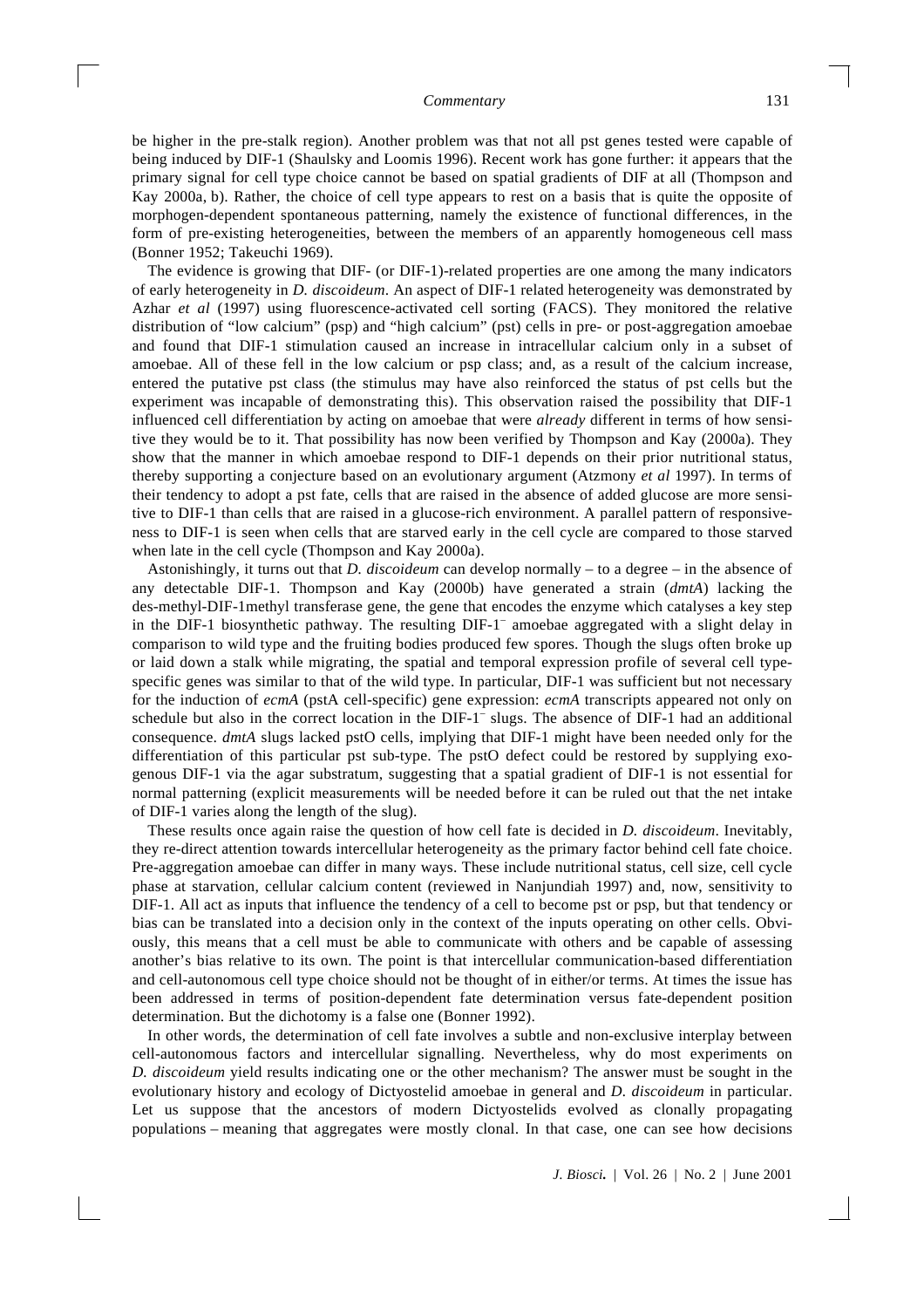be higher in the pre-stalk region). Another problem was that not all pst genes tested were capable of being induced by DIF-1 (Shaulsky and Loomis 1996). Recent work has gone further: it appears that the primary signal for cell type choice cannot be based on spatial gradients of DIF at all (Thompson and Kay 2000a, b). Rather, the choice of cell type appears to rest on a basis that is quite the opposite of morphogen-dependent spontaneous patterning, namely the existence of functional differences, in the form of pre-existing heterogeneities, between the members of an apparently homogeneous cell mass (Bonner 1952; Takeuchi 1969).

The evidence is growing that DIF- (or DIF-1)-related properties are one among the many indicators of early heterogeneity in *D. discoideum*. An aspect of DIF-1 related heterogeneity was demonstrated by Azhar *et al* (1997) using fluorescence-activated cell sorting (FACS). They monitored the relative distribution of "low calcium" (psp) and "high calcium" (pst) cells in pre- or post-aggregation amoebae and found that DIF-1 stimulation caused an increase in intracellular calcium only in a subset of amoebae. All of these fell in the low calcium or psp class; and, as a result of the calcium increase, entered the putative pst class (the stimulus may have also reinforced the status of pst cells but the experiment was incapable of demonstrating this). This observation raised the possibility that DIF-1 influenced cell differentiation by acting on amoebae that were *already* different in terms of how sensitive they would be to it. That possibility has now been verified by Thompson and Kay (2000a). They show that the manner in which amoebae respond to DIF-1 depends on their prior nutritional status, thereby supporting a conjecture based on an evolutionary argument (Atzmony *et al* 1997). In terms of their tendency to adopt a pst fate, cells that are raised in the absence of added glucose are more sensitive to DIF-1 than cells that are raised in a glucose-rich environment. A parallel pattern of responsiveness to DIF-1 is seen when cells that are starved early in the cell cycle are compared to those starved when late in the cell cycle (Thompson and Kay 2000a).

Astonishingly, it turns out that *D. discoideum* can develop normally – to a degree – in the absence of any detectable DIF-1. Thompson and Kay (2000b) have generated a strain (*dmtA*) lacking the des-methyl-DIF-1methyl transferase gene, the gene that encodes the enzyme which catalyses a key step in the DIF-1 biosynthetic pathway. The resulting DIF-1$^{-}$ amoebae aggregated with a slight delay in comparison to wild type and the fruiting bodies produced few spores. Though the slugs often broke up or laid down a stalk while migrating, the spatial and temporal expression profile of several cell type-specific genes was similar to that of the wild type. In particular, DIF-1 was sufficient but not necessary for the induction of *ecmA* (pstA cell-specific) gene expression: *ecmA* transcripts appeared not only on schedule but also in the correct location in the DIF-1$^{-}$ slugs. The absence of DIF-1 had an additional consequence. *dmtA* slugs lacked pstO cells, implying that DIF-1 might have been needed only for the differentiation of this particular pst sub-type. The pstO defect could be restored by supplying exogenous DIF-1 via the agar substratum, suggesting that a spatial gradient of DIF-1 is not essential for normal patterning (explicit measurements will be needed before it can be ruled out that the net intake of DIF-1 varies along the length of the slug).

These results once again raise the question of how cell fate is decided in *D. discoideum*. Inevitably, they re-direct attention towards intercellular heterogeneity as the primary factor behind cell fate choice. Pre-aggregation amoebae can differ in many ways. These include nutritional status, cell size, cell cycle phase at starvation, cellular calcium content (reviewed in Nanjundiah 1997) and, now, sensitivity to DIF-1. All act as inputs that influence the tendency of a cell to become pst or psp, but that tendency or bias can be translated into a decision only in the context of the inputs operating on other cells. Obviously, this means that a cell must be able to communicate with others and be capable of assessing another's bias relative to its own. The point is that intercellular communication-based differentiation and cell-autonomous cell type choice should not be thought of in either/or terms. At times the issue has been addressed in terms of position-dependent fate determination versus fate-dependent position determination. But the dichotomy is a false one (Bonner 1992).

In other words, the determination of cell fate involves a subtle and non-exclusive interplay between cell-autonomous factors and intercellular signalling. Nevertheless, why do most experiments on *D. discoideum* yield results indicating one or the other mechanism? The answer must be sought in the evolutionary history and ecology of Dictyostelid amoebae in general and *D. discoideum* in particular. Let us suppose that the ancestors of modern Dictyostelids evolved as clonally propagating populations – meaning that aggregates were mostly clonal. In that case, one can see how decisions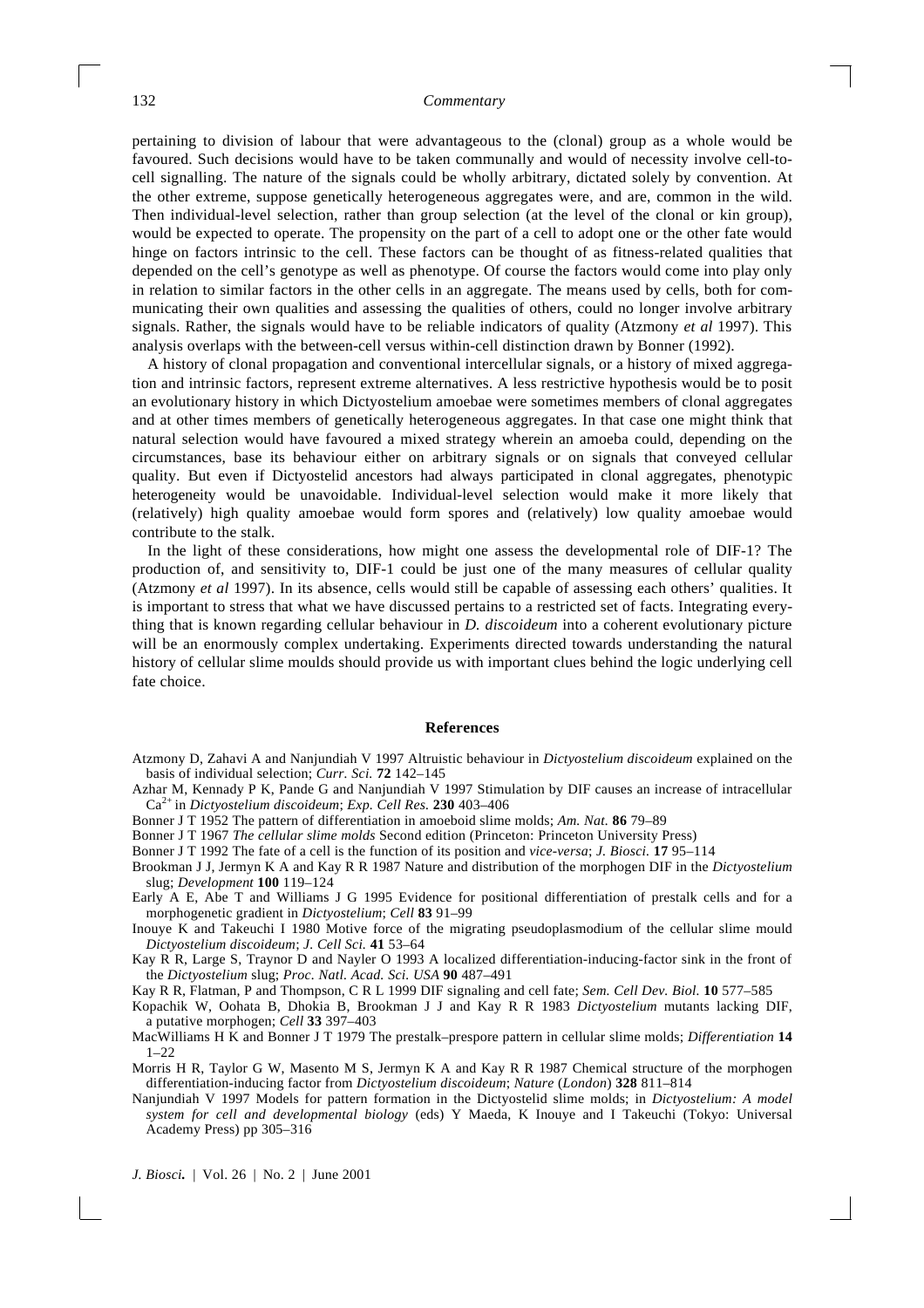pertaining to division of labour that were advantageous to the (clonal) group as a whole would be favoured. Such decisions would have to be taken communally and would of necessity involve cell-to-cell signalling. The nature of the signals could be wholly arbitrary, dictated solely by convention. At the other extreme, suppose genetically heterogeneous aggregates were, and are, common in the wild. Then individual-level selection, rather than group selection (at the level of the clonal or kin group), would be expected to operate. The propensity on the part of a cell to adopt one or the other fate would hinge on factors intrinsic to the cell. These factors can be thought of as fitness-related qualities that depended on the cell's genotype as well as phenotype. Of course the factors would come into play only in relation to similar factors in the other cells in an aggregate. The means used by cells, both for communicating their own qualities and assessing the qualities of others, could no longer involve arbitrary signals. Rather, the signals would have to be reliable indicators of quality (Atzmony *et al* 1997). This analysis overlaps with the between-cell versus within-cell distinction drawn by Bonner (1992).

A history of clonal propagation and conventional intercellular signals, or a history of mixed aggregation and intrinsic factors, represent extreme alternatives. A less restrictive hypothesis would be to posit an evolutionary history in which Dictyostelium amoebae were sometimes members of clonal aggregates and at other times members of genetically heterogeneous aggregates. In that case one might think that natural selection would have favoured a mixed strategy wherein an amoeba could, depending on the circumstances, base its behaviour either on arbitrary signals or on signals that conveyed cellular quality. But even if Dictyostelid ancestors had always participated in clonal aggregates, phenotypic heterogeneity would be unavoidable. Individual-level selection would make it more likely that (relatively) high quality amoebae would form spores and (relatively) low quality amoebae would contribute to the stalk.

In the light of these considerations, how might one assess the developmental role of DIF-1? The production of, and sensitivity to, DIF-1 could be just one of the many measures of cellular quality (Atzmony *et al* 1997). In its absence, cells would still be capable of assessing each others' qualities. It is important to stress that what we have discussed pertains to a restricted set of facts. Integrating everything that is known regarding cellular behaviour in *D. discoideum* into a coherent evolutionary picture will be an enormously complex undertaking. Experiments directed towards understanding the natural history of cellular slime moulds should provide us with important clues behind the logic underlying cell fate choice.

## References

Atzmony D, Zahavi A and Nanjundiah V 1997 Altruistic behaviour in *Dictyostelium discoideum* explained on the basis of individual selection; *Curr. Sci.* **72** 142–145

Azhar M, Kennady P K, Pande G and Nanjundiah V 1997 Stimulation by DIF causes an increase of intracellular $Ca^{2+}$ in *Dictyostelium discoideum*; *Exp. Cell Res.* **230** 403–406

Bonner J T 1952 The pattern of differentiation in amoeboid slime molds; *Am. Nat.* **86** 79–89

Bonner J T 1967 *The cellular slime molds* Second edition (Princeton: Princeton University Press)

Bonner J T 1992 The fate of a cell is the function of its position and *vice-versa*; *J. Biosci.* **17** 95–114

Brookman J J, Jermyn K A and Kay R R 1987 Nature and distribution of the morphogen DIF in the *Dictyostelium* slug; *Development* **100** 119–124

Early A E, Abe T and Williams J G 1995 Evidence for positional differentiation of prestalk cells and for a morphogenetic gradient in *Dictyostelium*; *Cell* **83** 91–99

Inouye K and Takeuchi I 1980 Motive force of the migrating pseudoplasmodium of the cellular slime mould *Dictyostelium discoideum*; *J. Cell Sci.* **41** 53–64

Kay R R, Large S, Traynor D and Nayler O 1993 A localized differentiation-inducing-factor sink in the front of the *Dictyostelium* slug; *Proc. Natl. Acad. Sci. USA* **90** 487–491

Kay R R, Flatman, P and Thompson, C R L 1999 DIF signaling and cell fate; *Sem. Cell Dev. Biol.* **10** 577–585

Kopachik W, Oohata B, Dhokia B, Brookman J J and Kay R R 1983 *Dictyostelium* mutants lacking DIF, a putative morphogen; *Cell* **33** 397–403

MacWilliams H K and Bonner J T 1979 The prestalk–prespore pattern in cellular slime molds; *Differentiation* **14** 1–22

Morris H R, Taylor G W, Masento M S, Jermyn K A and Kay R R 1987 Chemical structure of the morphogen differentiation-inducing factor from *Dictyostelium discoideum*; *Nature* (*London*) **328** 811–814

Nanjundiah V 1997 Models for pattern formation in the Dictyostelid slime molds; in *Dictyostelium: A model system for cell and developmental biology* (eds) Y Maeda, K Inouye and I Takeuchi (Tokyo: Universal Academy Press) pp 305–316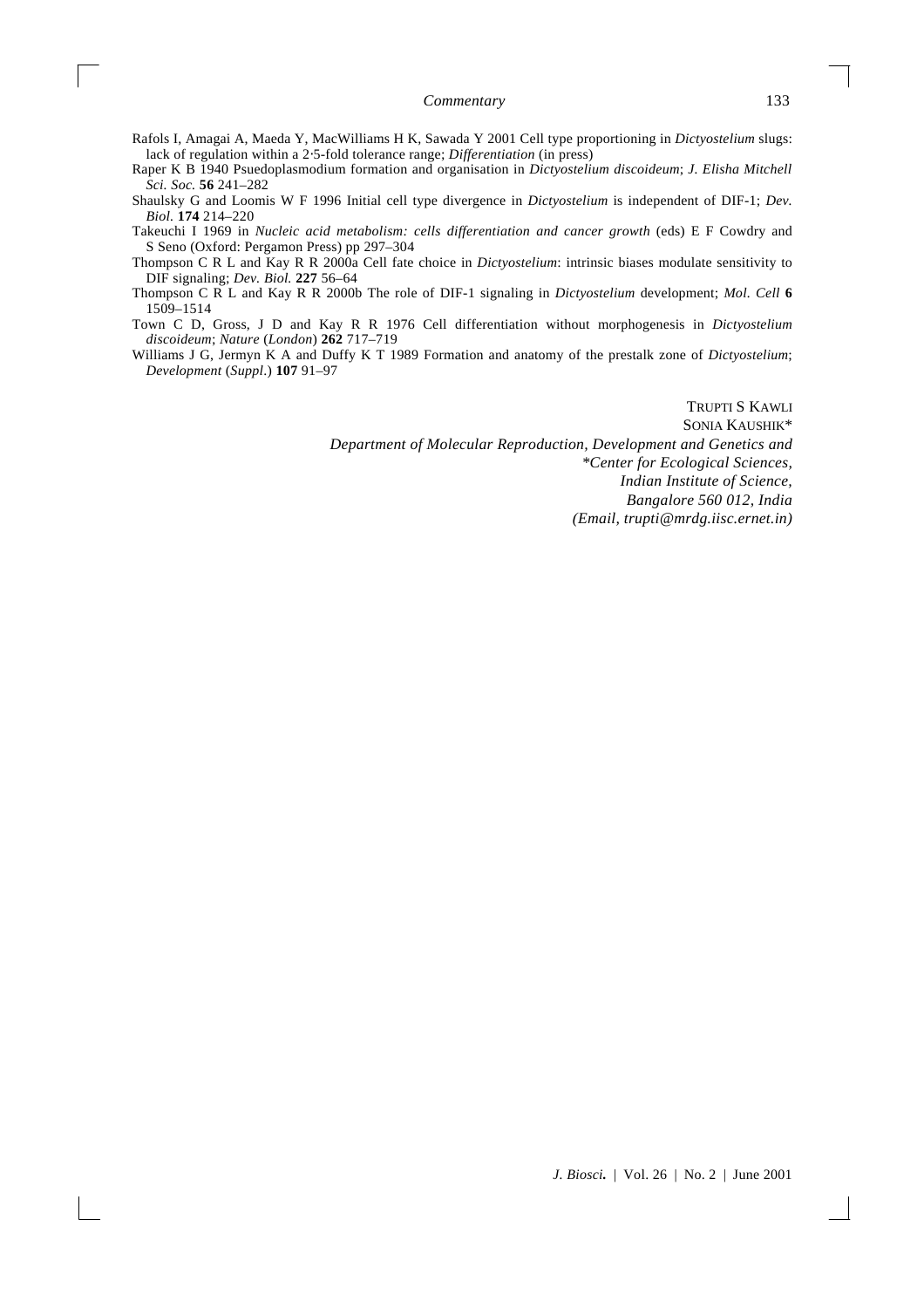Rafols I, Amagai A, Maeda Y, MacWilliams H K, Sawada Y 2001 Cell type proportioning in *Dictyostelium* slugs: lack of regulation within a 2·5-fold tolerance range; *Differentiation* (in press)

Raper K B 1940 Psuedoplasmodium formation and organisation in *Dictyostelium discoideum*; *J. Elisha Mitchell Sci. Soc.* **56** 241–282

Shaulsky G and Loomis W F 1996 Initial cell type divergence in *Dictyostelium* is independent of DIF-1; *Dev. Biol.* **174** 214–220

Takeuchi I 1969 in *Nucleic acid metabolism: cells differentiation and cancer growth* (eds) E F Cowdry and S Seno (Oxford: Pergamon Press) pp 297–304

Thompson C R L and Kay R R 2000a Cell fate choice in *Dictyostelium*: intrinsic biases modulate sensitivity to DIF signaling; *Dev. Biol.* **227** 56–64

Thompson C R L and Kay R R 2000b The role of DIF-1 signaling in *Dictyostelium* development; *Mol. Cell* **6** 1509–1514

Town C D, Gross, J D and Kay R R 1976 Cell differentiation without morphogenesis in *Dictyostelium discoideum*; *Nature* (*London*) **262** 717–719

Williams J G, Jermyn K A and Duffy K T 1989 Formation and anatomy of the prestalk zone of *Dictyostelium*; *Development* (*Suppl*.) **107** 91–97

TRUPTI S KAWLI
SONIA KAUSHIK*
*Department of Molecular Reproduction, Development and Genetics and*
*\*Center for Ecological Sciences,*
*Indian Institute of Science,*
*Bangalore 560 012, India*
*(Email, trupti@mrdg.iisc.ernet.in)*